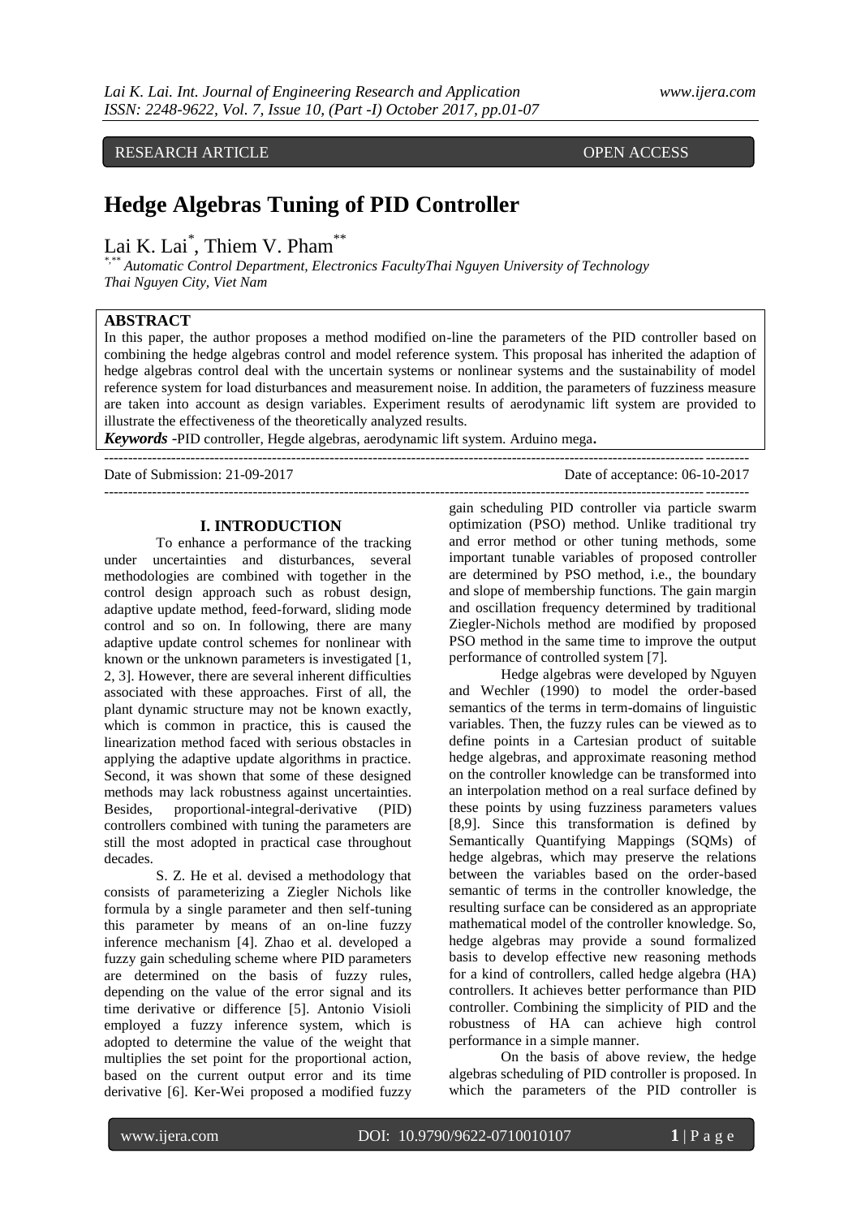RESEARCH ARTICLE OPEN ACCESS

# Hedge Algebras Tuning of PID Controller

Lai K. Lai[*], Thiem V. Pham[**]

[*,**] *Automatic Control Department, Electronics FacultyThai Nguyen University of Technology Thai Nguyen City, Viet Nam*

## ABSTRACT

In this paper, the author proposes a method modified on-line the parameters of the PID controller based on combining the hedge algebras control and model reference system. This proposal has inherited the adaption of hedge algebras control deal with the uncertain systems or nonlinear systems and the sustainability of model reference system for load disturbances and measurement noise. In addition, the parameters of fuzziness measure are taken into account as design variables. Experiment results of aerodynamic lift system are provided to illustrate the effectiveness of the theoretically analyzed results.

***Keywords*** -PID controller, Hegde algebras, aerodynamic lift system. Arduino mega**.**

Date of Submission: 21-09-2017 Date of acceptance: 06-10-2017

## I. INTRODUCTION

To enhance a performance of the tracking under uncertainties and disturbances, several methodologies are combined with together in the control design approach such as robust design, adaptive update method, feed-forward, sliding mode control and so on. In following, there are many adaptive update control schemes for nonlinear with known or the unknown parameters is investigated [1, 2, 3]. However, there are several inherent difficulties associated with these approaches. First of all, the plant dynamic structure may not be known exactly, which is common in practice, this is caused the linearization method faced with serious obstacles in applying the adaptive update algorithms in practice. Second, it was shown that some of these designed methods may lack robustness against uncertainties. Besides, proportional-integral-derivative (PID) controllers combined with tuning the parameters are still the most adopted in practical case throughout decades.

S. Z. He et al. devised a methodology that consists of parameterizing a Ziegler Nichols like formula by a single parameter and then self-tuning this parameter by means of an on-line fuzzy inference mechanism [4]. Zhao et al. developed a fuzzy gain scheduling scheme where PID parameters are determined on the basis of fuzzy rules, depending on the value of the error signal and its time derivative or difference [5]. Antonio Visioli employed a fuzzy inference system, which is adopted to determine the value of the weight that multiplies the set point for the proportional action, based on the current output error and its time derivative [6]. Ker-Wei proposed a modified fuzzy gain scheduling PID controller via particle swarm optimization (PSO) method. Unlike traditional try and error method or other tuning methods, some important tunable variables of proposed controller are determined by PSO method, i.e., the boundary and slope of membership functions. The gain margin and oscillation frequency determined by traditional Ziegler-Nichols method are modified by proposed PSO method in the same time to improve the output performance of controlled system [7].

Hedge algebras were developed by Nguyen and Wechler (1990) to model the order-based semantics of the terms in term-domains of linguistic variables. Then, the fuzzy rules can be viewed as to define points in a Cartesian product of suitable hedge algebras, and approximate reasoning method on the controller knowledge can be transformed into an interpolation method on a real surface defined by these points by using fuzziness parameters values [8,9]. Since this transformation is defined by Semantically Quantifying Mappings (SQMs) of hedge algebras, which may preserve the relations between the variables based on the order-based semantic of terms in the controller knowledge, the resulting surface can be considered as an appropriate mathematical model of the controller knowledge. So, hedge algebras may provide a sound formalized basis to develop effective new reasoning methods for a kind of controllers, called hedge algebra (HA) controllers. It achieves better performance than PID controller. Combining the simplicity of PID and the robustness of HA can achieve high control performance in a simple manner.

On the basis of above review, the hedge algebras scheduling of PID controller is proposed. In which the parameters of the PID controller is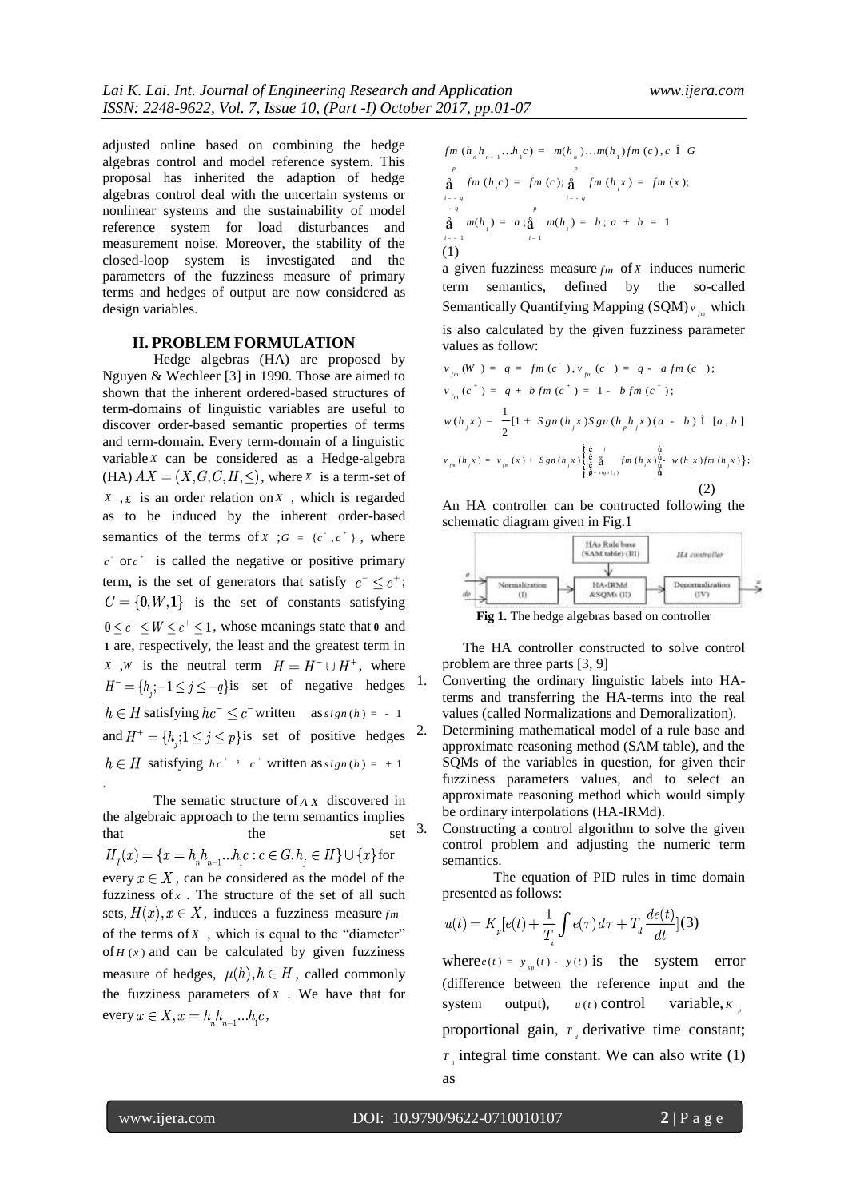adjusted online based on combining the hedge algebras control and model reference system. This proposal has inherited the adaption of hedge algebras control deal with the uncertain systems or nonlinear systems and the sustainability of model reference system for load disturbances and measurement noise. Moreover, the stability of the closed-loop system is investigated and the parameters of the fuzziness measure of primary terms and hedges of output are now considered as design variables.

## II. PROBLEM FORMULATION

Hedge algebras (HA) are proposed by Nguyen & Wechleer [3] in 1990. Those are aimed to shown that the inherent ordered-based structures of term-domains of linguistic variables are useful to discover order-based semantic properties of terms and term-domain. Every term-domain of a linguistic variable $X$ can be considered as a Hedge-algebra (HA) $AX = (X, G, C, H, \leq)$, where $X$ is a term-set of $X$, $\leq$ is an order relation on $X$, which is regarded as to be induced by the inherent order-based semantics of the terms of $X$; $G = \{c^-, c^+\}$, where $c^-$ or $c^+$ is called the negative or positive primary term, is the set of generators that satisfy $c^- \leq c^+$; $C = \{\mathbf{0}, W, \mathbf{1}\}$ is the set of constants satisfying $\mathbf{0} \leq c^- \leq W \leq c^+ \leq \mathbf{1}$, whose meanings state that $\mathbf{0}$ and $\mathbf{1}$ are, respectively, the least and the greatest term in $X$, $W$ is the neutral term $H = H^- \cup H^+$, where $H^- = \{h_j; -1 \leq j \leq -q\}$ is set of negative hedges $h \in H$ satisfying $hc^- \leq c^-$ written as $sign(h) = -1$ and $H^+ = \{h_j; 1 \leq j \leq p\}$ is set of positive hedges $h \in H$ satisfying $hc^+ \geq c^+$ written as $sign(h) = +1$.

The sematic structure of $AX$ discovered in the algebraic approach to the term semantics implies that the set $H_I(x) = \{x = h_n h_{n-1} \ldots h_1 c : c \in G, h_j \in H\} \cup \{x\}$ for every $x \in X$, can be considered as the model of the fuzziness of $x$. The structure of the set of all such sets, $H(x), x \in X$, induces a fuzziness measure $fm$ of the terms of $X$, which is equal to the "diameter" of $H(x)$ and can be calculated by given fuzziness measure of hedges, $\mu(h), h \in H$, called commonly the fuzziness parameters of $x$. We have that for every $x \in X, x = h_n h_{n-1} \ldots h_1 c$,

$$fm(h_n h_{n-1} \ldots h_1 c) = m(h_n) \ldots m(h_1) fm(c), c \in G$$

$$\sum_{i=-q}^{p} fm(h_i c) = fm(c); \sum_{i=-q}^{p} fm(h_i x) = fm(x);$$

$$\sum_{i=-1}^{-q} m(h_i) = a; \sum_{i=1}^{p} m(h_i) = b; a + b = 1$$

(1)

a given fuzziness measure $fm$ of $X$ induces numeric term semantics, defined by the so-called Semantically Quantifying Mapping (SQM) $v_{fm}$ which is also calculated by the given fuzziness parameter values as follow:

$$v_{fm}(W) = q = fm(c^-), v_{fm}(c^-) = q - a\,fm(c^-);$$

$$v_{fm}(c^+) = q + b\,fm(c^+) = 1 - b\,fm(c^+);$$

$$w(h_j x) = \frac{1}{2}[1 + Sgn(h_j x) Sgn(h_p h_j x)(a - b)] \in [a, b]$$

$$v_{fm}(h_j x) = v_{fm}(x) + Sgn(h_j x)\left\{\left[\sum_{i=sign(j)}^{j} fm(h_i x)\right] - w(h_j x) fm(h_j x)\right\}; \quad (2)$$

An HA controller can be contructed following the schematic diagram given in Fig.1

**Fig 1.** The hedge algebras based on controller

The HA controller constructed to solve control problem are three parts [3, 9]

1. Converting the ordinary linguistic labels into HA-terms and transferring the HA-terms into the real values (called Normalizations and Demoralization).
2. Determining mathematical model of a rule base and approximate reasoning method (SAM table), and the SQMs of the variables in question, for given their fuzziness parameters values, and to select an approximate reasoning method which would simply be ordinary interpolations (HA-IRMd).
3. Constructing a control algorithm to solve the given control problem and adjusting the numeric term semantics.

The equation of PID rules in time domain presented as follows:

$$u(t) = K_p[e(t) + \frac{1}{T_i}\int e(\tau)\,d\tau + T_d \frac{de(t)}{dt}] \quad (3)$$

where $e(t) = y_{sp}(t) - y(t)$ is the system error (difference between the reference input and the system output), $u(t)$ control variable, $K_p$ proportional gain, $T_d$ derivative time constant; $T_i$ integral time constant. We can also write (1) as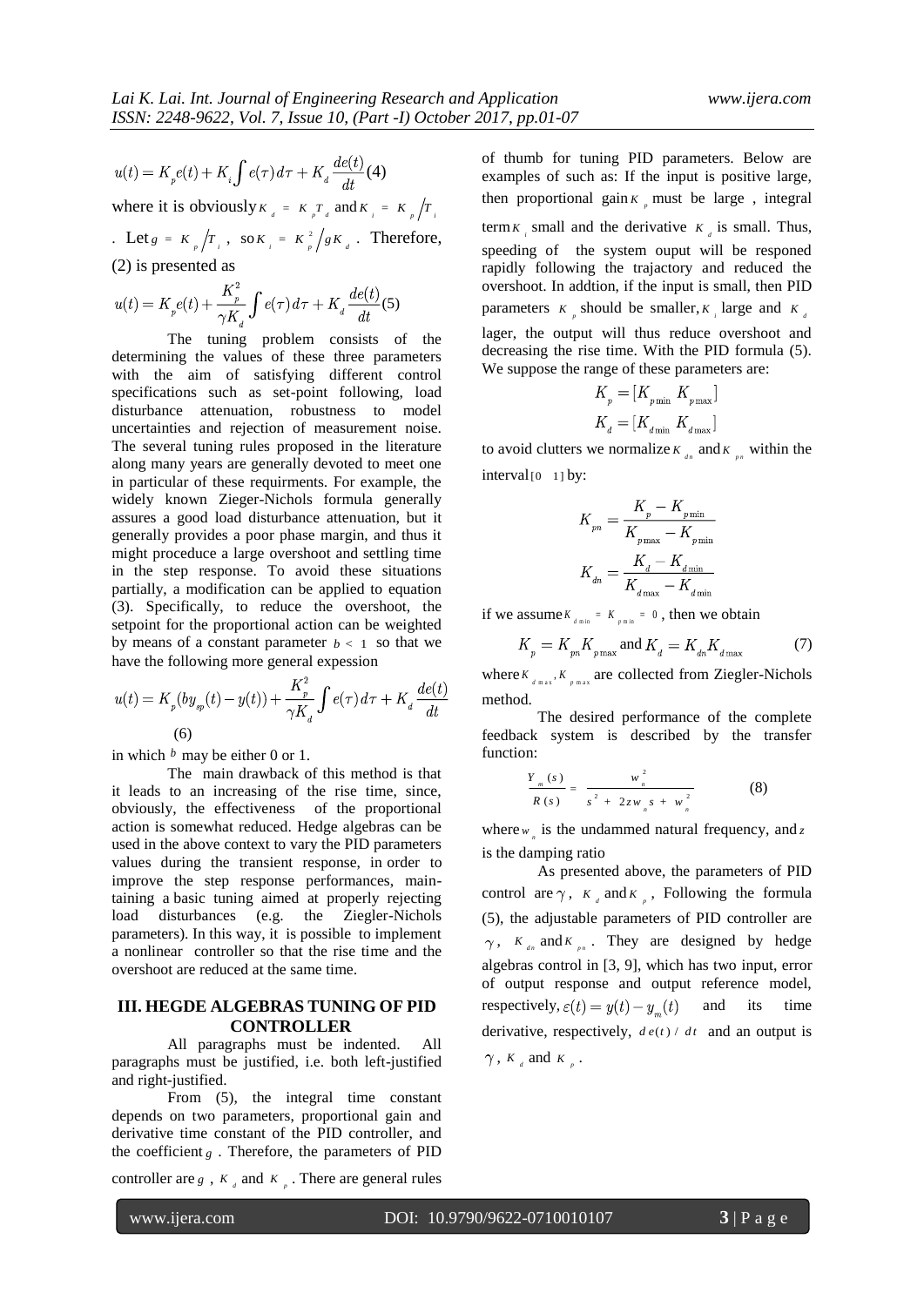$$u(t) = K_p e(t) + K_i \int e(\tau)\, d\tau + K_d \frac{de(t)}{dt} \quad (4)$$

where it is obviously $K_d = K_p T_d$ and $K_i = K_p / T_i$. Let $g = K_p / T_i$, so $K_i = K_p^2 / g K_d$. Therefore, (2) is presented as

$$u(t) = K_p e(t) + \frac{K_p^2}{\gamma K_d} \int e(\tau)\, d\tau + K_d \frac{de(t)}{dt} \quad (5)$$

The tuning problem consists of the determining the values of these three parameters with the aim of satisfying different control specifications such as set-point following, load disturbance attenuation, robustness to model uncertainties and rejection of measurement noise. The several tuning rules proposed in the literature along many years are generally devoted to meet one in particular of these requirments. For example, the widely known Zieger-Nichols formula generally assures a good load disturbance attenuation, but it generally provides a poor phase margin, and thus it might proceduce a large overshoot and settling time in the step response. To avoid these situations partially, a modification can be applied to equation (3). Specifically, to reduce the overshoot, the setpoint for the proportional action can be weighted by means of a constant parameter $b < 1$ so that we have the following more general expession

$$u(t) = K_p (b y_{sp}(t) - y(t)) + \frac{K_p^2}{\gamma K_d} \int e(\tau)\, d\tau + K_d \frac{de(t)}{dt} \quad (6)$$

in which $b$ may be either 0 or 1.

The main drawback of this method is that it leads to an increasing of the rise time, since, obviously, the effectiveness of the proportional action is somewhat reduced. Hedge algebras can be used in the above context to vary the PID parameters values during the transient response, in order to improve the step response performances, maintaining a basic tuning aimed at properly rejecting load disturbances (e.g. the Ziegler-Nichols parameters). In this way, it is possible to implement a nonlinear controller so that the rise time and the overshoot are reduced at the same time.

## III. HEGDE ALGEBRAS TUNING OF PID CONTROLLER

All paragraphs must be indented. All paragraphs must be justified, i.e. both left-justified and right-justified.

From (5), the integral time constant depends on two parameters, proportional gain and derivative time constant of the PID controller, and the coefficient $g$. Therefore, the parameters of PID controller are $g$, $K_d$ and $K_p$. There are general rules of thumb for tuning PID parameters. Below are examples of such as: If the input is positive large, then proportional gain $K_p$ must be large, integral term $K_i$ small and the derivative $K_d$ is small. Thus, speeding of the system ouput will be responed rapidly following the trajactory and reduced the overshoot. In addtion, if the input is small, then PID parameters $K_p$ should be smaller, $K_i$ large and $K_d$ lager, the output will thus reduce overshoot and decreasing the rise time. With the PID formula (5). We suppose the range of these parameters are:

$$K_p = [K_{p\min}\ K_{p\max}]$$
$$K_d = [K_{d\min}\ K_{d\max}]$$

to avoid clutters we normalize $K_{dn}$ and $K_{pn}$ within the interval $[0\ \ 1]$ by:

$$K_{pn} = \frac{K_p - K_{p\min}}{K_{p\max} - K_{p\min}}$$
$$K_{dn} = \frac{K_d - K_{d\min}}{K_{d\max} - K_{d\min}}$$

if we assume $K_{d\min} = K_{p\min} = 0$, then we obtain

$$K_p = K_{pn} K_{p\max} \text{ and } K_d = K_{dn} K_{d\max} \quad (7)$$

where $K_{d\max}, K_{p\max}$ are collected from Ziegler-Nichols method.

The desired performance of the complete feedback system is described by the transfer function:

$$\frac{Y_m(s)}{R(s)} = \frac{w_n^2}{s^2 + 2 z w_n s + w_n^2} \quad (8)$$

where $w_n$ is the undammed natural frequency, and $z$ is the damping ratio

As presented above, the parameters of PID control are $\gamma$, $K_d$ and $K_p$, Following the formula (5), the adjustable parameters of PID controller are $\gamma$, $K_{dn}$ and $K_{pn}$. They are designed by hedge algebras control in [3, 9], which has two input, error of output response and output reference model, respectively, $\varepsilon(t) = y(t) - y_m(t)$ and its time derivative, respectively, $de(t)/dt$ and an output is $\gamma$, $K_d$ and $K_p$.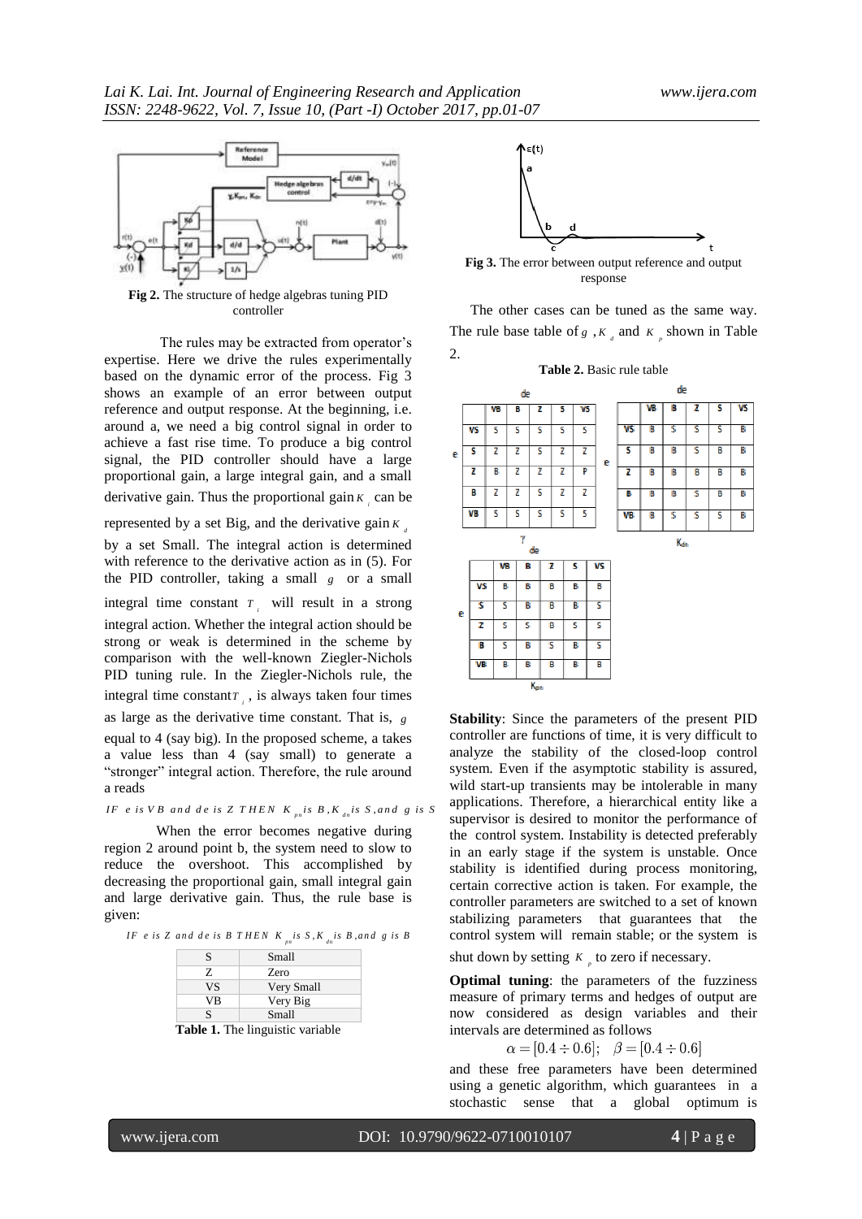Fig 2. The structure of hedge algebras tuning PID controller

The rules may be extracted from operator's expertise. Here we drive the rules experimentally based on the dynamic error of the process. Fig 3 shows an example of an error between output reference and output response. At the beginning, i.e. around a, we need a big control signal in order to achieve a fast rise time. To produce a big control signal, the PID controller should have a large proportional gain, a large integral gain, and a small derivative gain. Thus the proportional gain $K_i$ can be represented by a set Big, and the derivative gain $K_d$ by a set Small. The integral action is determined with reference to the derivative action as in (5). For the PID controller, taking a small $g$ or a small integral time constant $T_i$ will result in a strong integral action. Whether the integral action should be strong or weak is determined in the scheme by comparison with the well-known Ziegler-Nichols PID tuning rule. In the Ziegler-Nichols rule, the integral time constant $T_i$, is always taken four times as large as the derivative time constant. That is, $g$ equal to 4 (say big). In the proposed scheme, a takes a value less than 4 (say small) to generate a "stronger" integral action. Therefore, the rule around a reads

$$IF\ e\ is\ VB\ and\ de\ is\ Z\ THEN\ K_{pn}\ is\ B, K_{dn}\ is\ S, and\ g\ is\ S$$

When the error becomes negative during region 2 around point b, the system need to slow to reduce the overshoot. This accomplished by decreasing the proportional gain, small integral gain and large derivative gain. Thus, the rule base is given:

$$IF\ e\ is\ Z\ and\ de\ is\ B\ THEN\ K_{pn}\ is\ S, K_{dn}\ is\ B, and\ g\ is\ B$$

| S | Small |
|---|---|
| Z | Zero |
| VS | Very Small |
| VB | Very Big |
| S | Small |

**Table 1.** The linguistic variable

**Fig 3.** The error between output reference and output response

The other cases can be tuned as the same way. The rule base table of $g$, $K_d$ and $K_p$ shown in Table 2.

**Table 2.** Basic rule table

$\gamma$

| e \ de | VB | B | Z | S | VS |
|---|---|---|---|---|---|
| VS | S | S | S | S | S |
| S | Z | Z | S | Z | Z |
| Z | B | Z | Z | Z | P |
| B | Z | Z | S | Z | Z |
| VB | S | S | S | S | S |

$K_{dn}$

| e \ de | VB | B | Z | S | VS |
|---|---|---|---|---|---|
| VS | B | S | S | S | B |
| S | B | B | S | B | B |
| Z | B | B | B | B | B |
| B | B | B | S | B | B |
| VB | B | S | S | S | B |

$K_{pn}$

| e \ de | VB | B | Z | S | VS |
|---|---|---|---|---|---|
| VS | B | B | B | B | B |
| S | S | B | B | B | S |
| Z | S | S | B | S | S |
| B | S | B | S | B | S |
| VB | B | B | B | B | B |

**Stability**: Since the parameters of the present PID controller are functions of time, it is very difficult to analyze the stability of the closed-loop control system. Even if the asymptotic stability is assured, wild start-up transients may be intolerable in many applications. Therefore, a hierarchical entity like a supervisor is desired to monitor the performance of the control system. Instability is detected preferably in an early stage if the system is unstable. Once stability is identified during process monitoring, certain corrective action is taken. For example, the controller parameters are switched to a set of known stabilizing parameters that guarantees that the control system will remain stable; or the system is shut down by setting $K_p$ to zero if necessary.

**Optimal tuning**: the parameters of the fuzziness measure of primary terms and hedges of output are now considered as design variables and their intervals are determined as follows

$$\alpha = [0.4 \div 0.6]; \quad \beta = [0.4 \div 0.6]$$

and these free parameters have been determined using a genetic algorithm, which guarantees in a stochastic sense that a global optimum is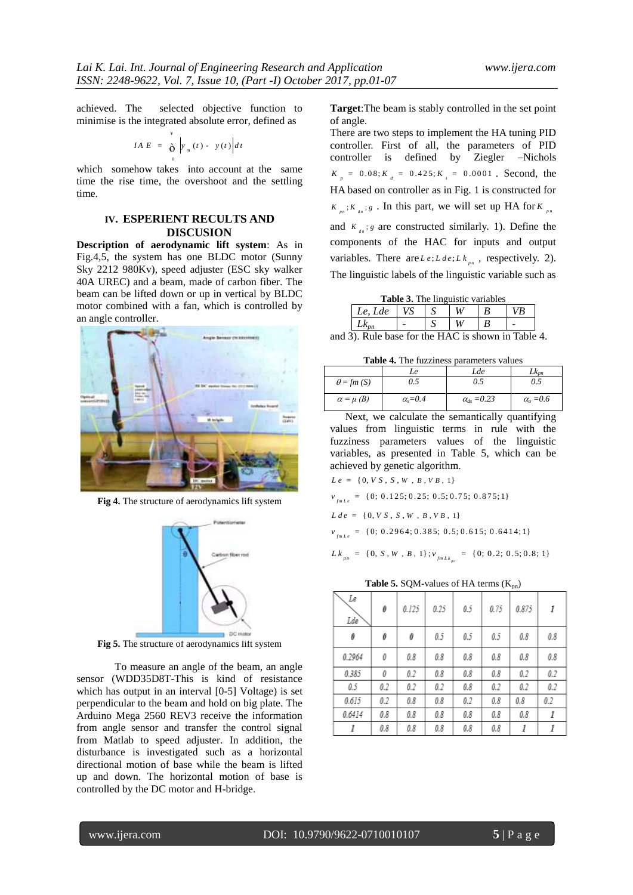achieved. The selected objective function to minimise is the integrated absolute error, defined as

$$IAE = \int_0^{\infty} \left| y_m(t) - y(t) \right| dt$$

which somehow takes into account at the same time the rise time, the overshoot and the settling time.

## IV. ESPERIENT RECULTS AND DISCUSION

**Description of aerodynamic lift system**: As in Fig.4,5, the system has one BLDC motor (Sunny Sky 2212 980Kv), speed adjuster (ESC sky walker 40A UREC) and a beam, made of carbon fiber. The beam can be lifted down or up in vertical by BLDC motor combined with a fan, which is controlled by an angle controller.

**Fig 4.** The structure of aerodynamics lift system

**Fig 5.** The structure of aerodynamics lift system

To measure an angle of the beam, an angle sensor (WDD35D8T-This is kind of resistance which has output in an interval [0-5] Voltage) is set perpendicular to the beam and hold on big plate. The Arduino Mega 2560 REV3 receive the information from angle sensor and transfer the control signal from Matlab to speed adjuster. In addition, the disturbance is investigated such as a horizontal directional motion of base while the beam is lifted up and down. The horizontal motion of base is controlled by the DC motor and H-bridge.

**Target**:The beam is stably controlled in the set point of angle.

There are two steps to implement the HA tuning PID controller. First of all, the parameters of PID controller is defined by Ziegler –Nichols $K_p = 0.08; K_d = 0.425; K_i = 0.0001$. Second, the HA based on controller as in Fig. 1 is constructed for $K_{pn}; K_{dn}; g$. In this part, we will set up HA for $K_{pn}$ and $K_{dn}; g$ are constructed similarly. 1). Define the components of the HAC for inputs and output variables. There are $Le; Lde; Lk_{pn}$, respectively. 2). The linguistic labels of the linguistic variable such as

**Table 3.** The linguistic variables

| Le, Lde | VS | S | W | B | VB |
|---|---|---|---|---|---|
| $Lk_{pn}$ | - | S | W | B | - |

and 3). Rule base for the HAC is shown in Table 4.

**Table 4.** The fuzziness parameters values

| | Le | Lde | $Lk_{pn}$ |
|---|---|---|---|
| $\theta = fm(S)$ | 0.5 | 0.5 | 0.5 |
| $\alpha = \mu(B)$ | $\alpha_s = 0.4$ | $\alpha_{ds} = 0.23$ | $\alpha_u = 0.6$ |

Next, we calculate the semantically quantifying values from linguistic terms in rule with the fuzziness parameters values of the linguistic variables, as presented in Table 5, which can be achieved by genetic algorithm.

$Le = \{0, VS, S, W, B, VB, 1\}$

$v_{fmLe} = \{0; 0.125; 0.25; 0.5; 0.75; 0.875; 1\}$

$Lde = \{0, VS, S, W, B, VB, 1\}$

$v_{fmLe} = \{0; 0.2964; 0.385; 0.5; 0.615; 0.6414; 1\}$

$Lk_{pn} = \{0, S, W, B, 1\}; v_{fmLk_{pn}} = \{0; 0.2; 0.5; 0.8; 1\}$

**Table 5.** SQM-values of HA terms ($K_{pn}$)

| Le / Lde | 0 | 0.125 | 0.25 | 0.5 | 0.75 | 0.875 | 1 |
|---|---|---|---|---|---|---|---|
| 0 | 0 | 0 | 0.5 | 0.5 | 0.5 | 0.8 | 0.8 |
| 0.2964 | 0 | 0.8 | 0.8 | 0.8 | 0.8 | 0.8 | 0.8 |
| 0.385 | 0 | 0.2 | 0.8 | 0.8 | 0.8 | 0.2 | 0.2 |
| 0.5 | 0.2 | 0.2 | 0.2 | 0.8 | 0.2 | 0.2 | 0.2 |
| 0.615 | 0.2 | 0.8 | 0.8 | 0.2 | 0.8 | 0.8 | 0.2 |
| 0.6414 | 0.8 | 0.8 | 0.8 | 0.8 | 0.8 | 0.8 | 1 |
| 1 | 0.8 | 0.8 | 0.8 | 0.8 | 0.8 | 1 | 1 |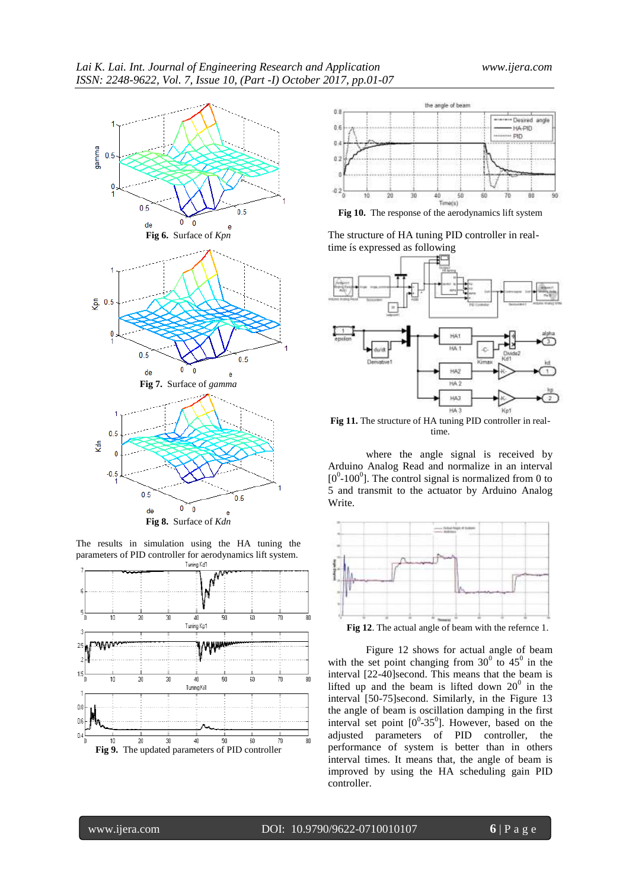Fig 6. Surface of *Kpn*

Fig 7. Surface of *gamma*

Fig 8. Surface of *Kdn*

The results in simulation using the HA tuning the parameters of PID controller for aerodynamics lift system.

Fig 9. The updated parameters of PID controller

Fig 10. The response of the aerodynamics lift system

The structure of HA tuning PID controller in real-time ís expressed as following

Fig 11. The structure of HA tuning PID controller in real-time.

where the angle signal is received by Arduino Analog Read and normalize in an interval $[0^0\text{-}100^0]$. The control signal is normalized from 0 to 5 and transmit to the actuator by Arduino Analog Write.

Fig 12. The actual angle of beam with the refernce 1.

Figure 12 shows for actual angle of beam with the set point changing from $30^0$ to $45^0$ in the interval [22-40]second. This means that the beam is lifted up and the beam is lifted down $20^0$ in the interval [50-75]second. Similarly, in the Figure 13 the angle of beam is oscillation damping in the first interval set point $[0^0\text{-}35^0]$. However, based on the adjusted parameters of PID controller, the performance of system is better than in others interval times. It means that, the angle of beam is improved by using the HA scheduling gain PID controller.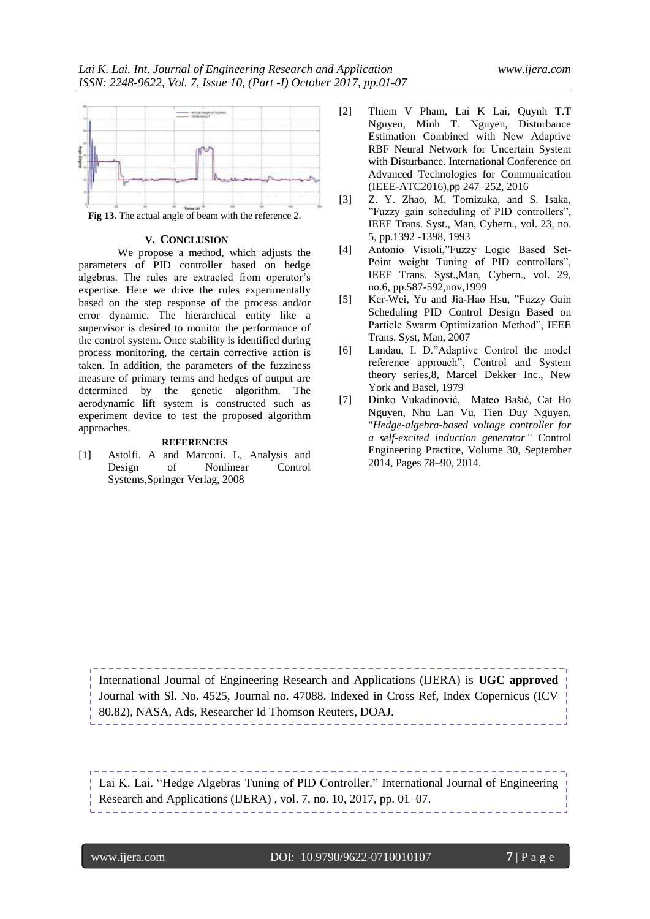Fig 13. The actual angle of beam with the reference 2.

## V. CONCLUSION

We propose a method, which adjusts the parameters of PID controller based on hedge algebras. The rules are extracted from operator's expertise. Here we drive the rules experimentally based on the step response of the process and/or error dynamic. The hierarchical entity like a supervisor is desired to monitor the performance of the control system. Once stability is identified during process monitoring, the certain corrective action is taken. In addition, the parameters of the fuzziness measure of primary terms and hedges of output are determined by the genetic algorithm. The aerodynamic lift system is constructed such as experiment device to test the proposed algorithm approaches.

## REFERENCES

[1] Astolfi. A and Marconi. L, Analysis and Design of Nonlinear Control Systems,Springer Verlag, 2008

[2] Thiem V Pham, Lai K Lai, Quynh T.T Nguyen, Minh T. Nguyen, Disturbance Estimation Combined with New Adaptive RBF Neural Network for Uncertain System with Disturbance. International Conference on Advanced Technologies for Communication (IEEE-ATC2016),pp 247–252, 2016

[3] Z. Y. Zhao, M. Tomizuka, and S. Isaka, "Fuzzy gain scheduling of PID controllers", IEEE Trans. Syst., Man, Cybern., vol. 23, no. 5, pp.1392 -1398, 1993

[4] Antonio Visioli,"Fuzzy Logic Based Set-Point weight Tuning of PID controllers", IEEE Trans. Syst.,Man, Cybern., vol. 29, no.6, pp.587-592,nov,1999

[5] Ker-Wei, Yu and Jia-Hao Hsu, "Fuzzy Gain Scheduling PID Control Design Based on Particle Swarm Optimization Method", IEEE Trans. Syst, Man, 2007

[6] Landau, I. D."Adaptive Control the model reference approach", Control and System theory series,8, Marcel Dekker Inc., New York and Basel, 1979

[7] Dinko Vukadinović, Mateo Bašić, Cat Ho Nguyen, Nhu Lan Vu, Tien Duy Nguyen, "*Hedge-algebra-based voltage controller for a self-excited induction generator* " Control Engineering Practice, Volume 30, September 2014, Pages 78–90, 2014.

International Journal of Engineering Research and Applications (IJERA) is **UGC approved** Journal with Sl. No. 4525, Journal no. 47088. Indexed in Cross Ref, Index Copernicus (ICV 80.82), NASA, Ads, Researcher Id Thomson Reuters, DOAJ.

Lai K. Lai. "Hedge Algebras Tuning of PID Controller." International Journal of Engineering Research and Applications (IJERA) , vol. 7, no. 10, 2017, pp. 01–07.